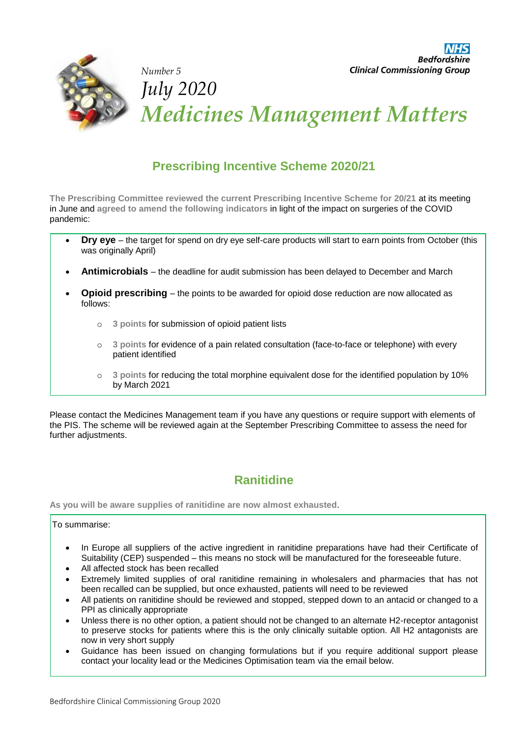NHS Bedfordshire Clinical Commissioning Group

Number 5

*July 2020*

# *Medicines Management Matters*

## Prescribing Incentive Scheme 2020/21

**The Prescribing Committee reviewed the current Prescribing Incentive Scheme for 20/21** at its meeting in June and **agreed to amend the following indicators** in light of the impact on surgeries of the COVID pandemic:

- **Dry eye** – the target for spend on dry eye self-care products will start to earn points from October (this was originally April)
- **Antimicrobials** – the deadline for audit submission has been delayed to December and March
- **Opioid prescribing** – the points to be awarded for opioid dose reduction are now allocated as follows:
    - **3 points** for submission of opioid patient lists
    - **3 points** for evidence of a pain related consultation (face-to-face or telephone) with every patient identified
    - **3 points** for reducing the total morphine equivalent dose for the identified population by 10% by March 2021

Please contact the Medicines Management team if you have any questions or require support with elements of the PIS. The scheme will be reviewed again at the September Prescribing Committee to assess the need for further adjustments.

## Ranitidine

**As you will be aware supplies of ranitidine are now almost exhausted**.

To summarise:

- In Europe all suppliers of the active ingredient in ranitidine preparations have had their Certificate of Suitability (CEP) suspended – this means no stock will be manufactured for the foreseeable future.
- All affected stock has been recalled
- Extremely limited supplies of oral ranitidine remaining in wholesalers and pharmacies that has not been recalled can be supplied, but once exhausted, patients will need to be reviewed
- All patients on ranitidine should be reviewed and stopped, stepped down to an antacid or changed to a PPI as clinically appropriate
- Unless there is no other option, a patient should not be changed to an alternate H2-receptor antagonist to preserve stocks for patients where this is the only clinically suitable option. All H2 antagonists are now in very short supply
- Guidance has been issued on changing formulations but if you require additional support please contact your locality lead or the Medicines Optimisation team via the email below.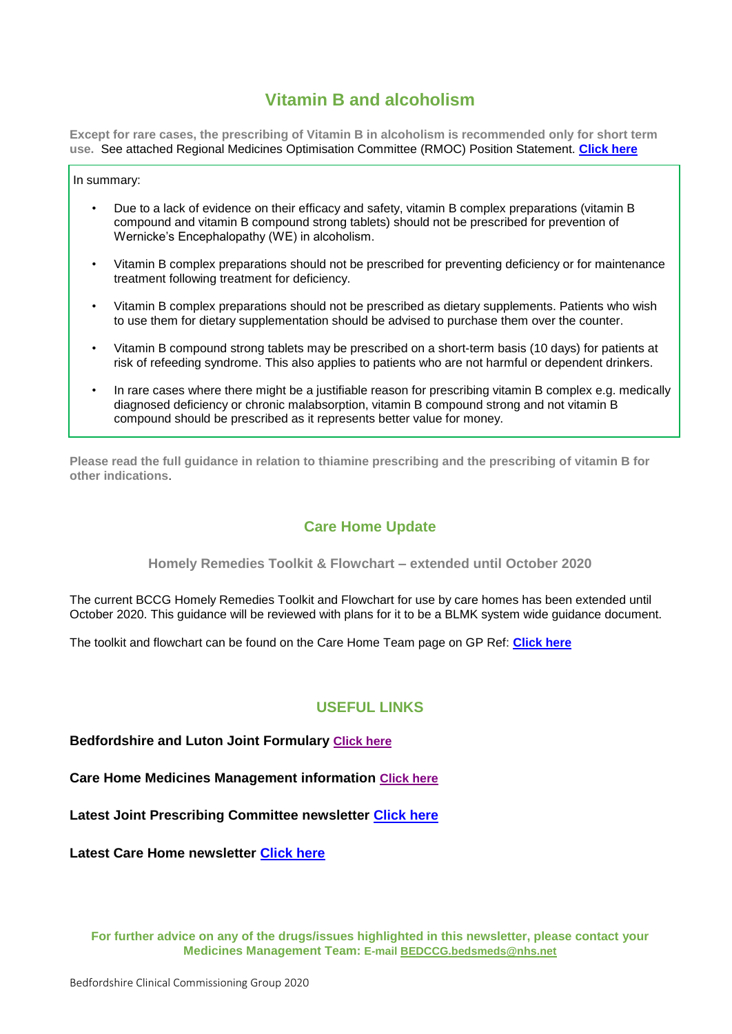## Vitamin B and alcoholism

**Except for rare cases, the prescribing of Vitamin B in alcoholism is recommended only for short term use.** See attached Regional Medicines Optimisation Committee (RMOC) Position Statement. **Click here**

In summary:

- Due to a lack of evidence on their efficacy and safety, vitamin B complex preparations (vitamin B compound and vitamin B compound strong tablets) should not be prescribed for prevention of Wernicke's Encephalopathy (WE) in alcoholism.
- Vitamin B complex preparations should not be prescribed for preventing deficiency or for maintenance treatment following treatment for deficiency.
- Vitamin B complex preparations should not be prescribed as dietary supplements. Patients who wish to use them for dietary supplementation should be advised to purchase them over the counter.
- Vitamin B compound strong tablets may be prescribed on a short-term basis (10 days) for patients at risk of refeeding syndrome. This also applies to patients who are not harmful or dependent drinkers.
- In rare cases where there might be a justifiable reason for prescribing vitamin B complex e.g. medically diagnosed deficiency or chronic malabsorption, vitamin B compound strong and not vitamin B compound should be prescribed as it represents better value for money.

**Please read the full guidance in relation to thiamine prescribing and the prescribing of vitamin B for other indications.**

## Care Home Update

### Homely Remedies Toolkit & Flowchart – extended until October 2020

The current BCCG Homely Remedies Toolkit and Flowchart for use by care homes has been extended until October 2020. This guidance will be reviewed with plans for it to be a BLMK system wide guidance document.

The toolkit and flowchart can be found on the Care Home Team page on GP Ref: **Click here**

## USEFUL LINKS

**Bedfordshire and Luton Joint Formulary Click here**

**Care Home Medicines Management information Click here**

**Latest Joint Prescribing Committee newsletter Click here**

**Latest Care Home newsletter Click here**

**For further advice on any of the drugs/issues highlighted in this newsletter, please contact your Medicines Management Team: E-mail BEDCCG.bedsmeds@nhs.net**

Bedfordshire Clinical Commissioning Group 2020